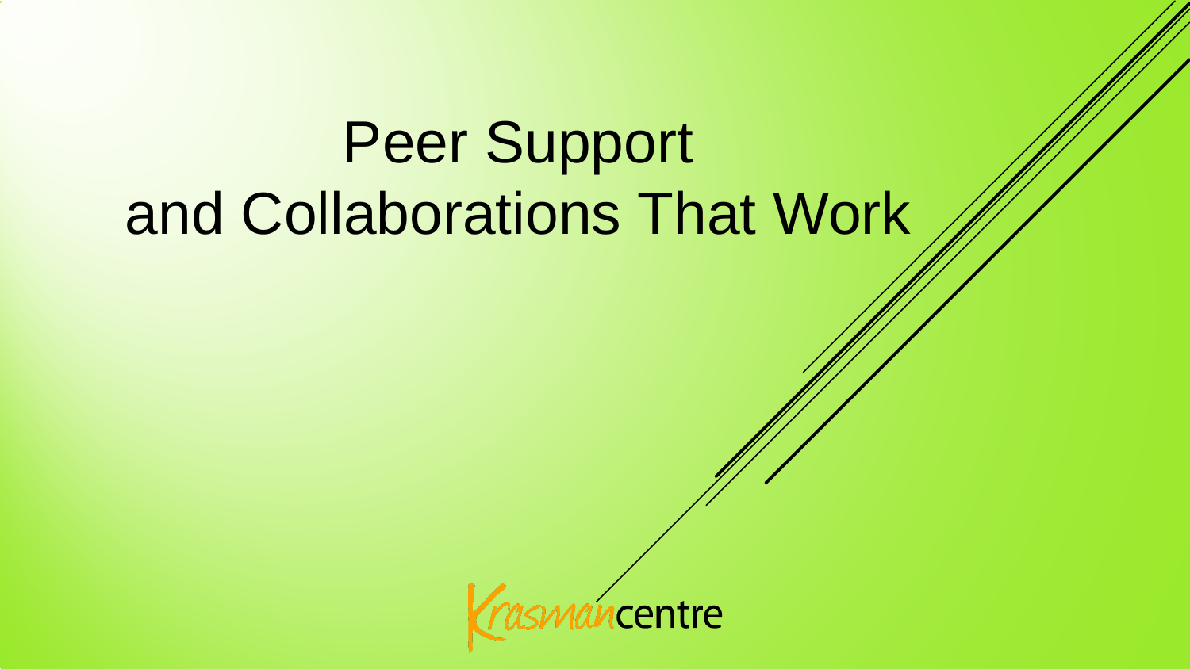# Peer Support and Collaborations That Work

Krasman centre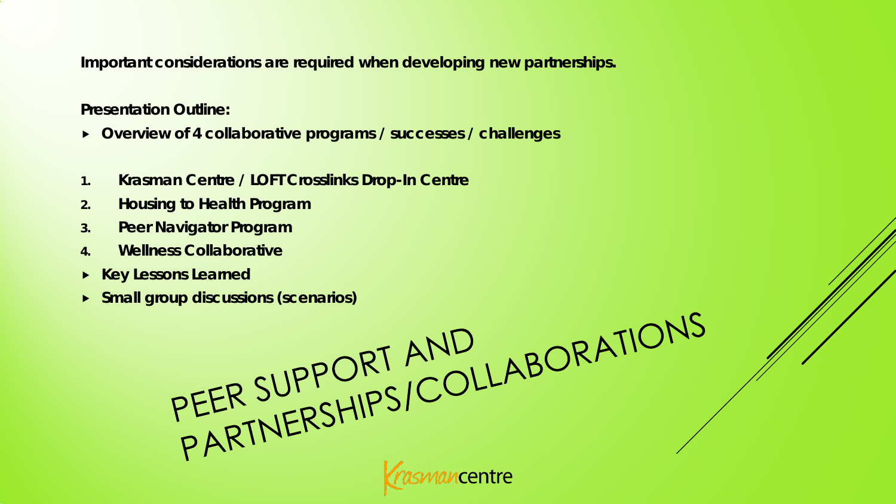# PEER SUPPORT AND PARTNERSHIPS/COLLABORATIONS

**Important considerations are required when developing new partnerships.**

**Presentation Outline:**

- **Overview of 4 collaborative programs / successes / challenges**

1. **Krasman Centre / LOFT Crosslinks Drop-In Centre**
2. **Housing to Health Program**
3. **Peer Navigator Program**
4. **Wellness Collaborative**

- **Key Lessons Learned**
- **Small group discussions (scenarios)**

Krasman centre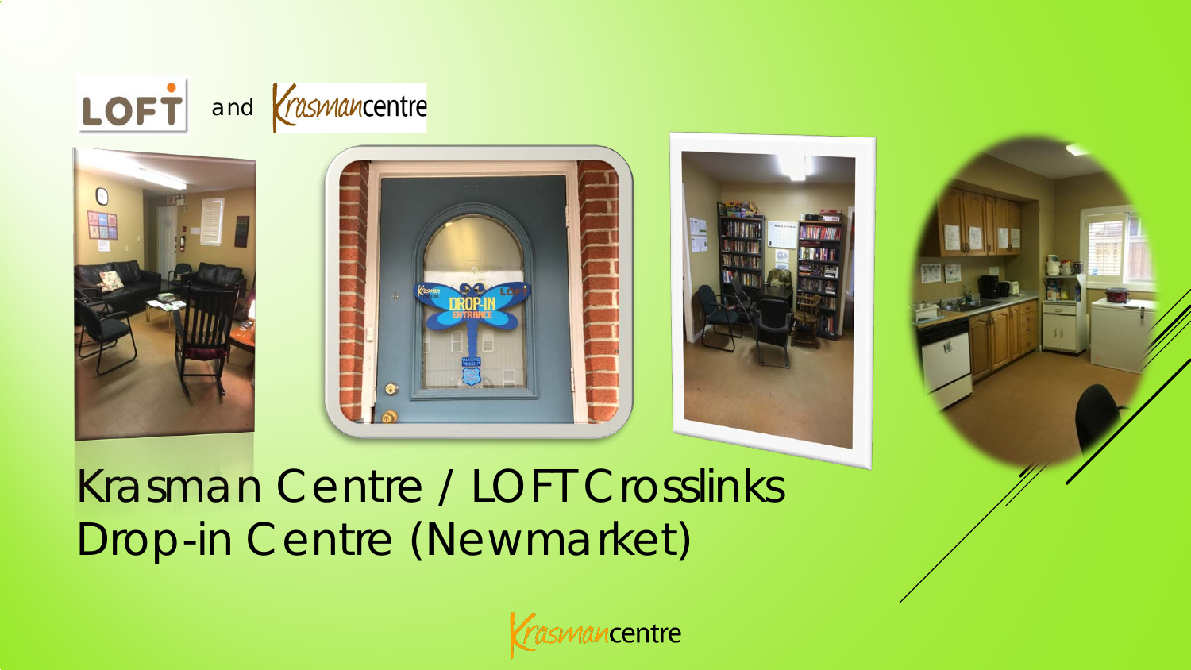LOFT and Krasmancentre

# Krasman Centre / LOFT Crosslinks Drop-in Centre (Newmarket)

Krasmancentre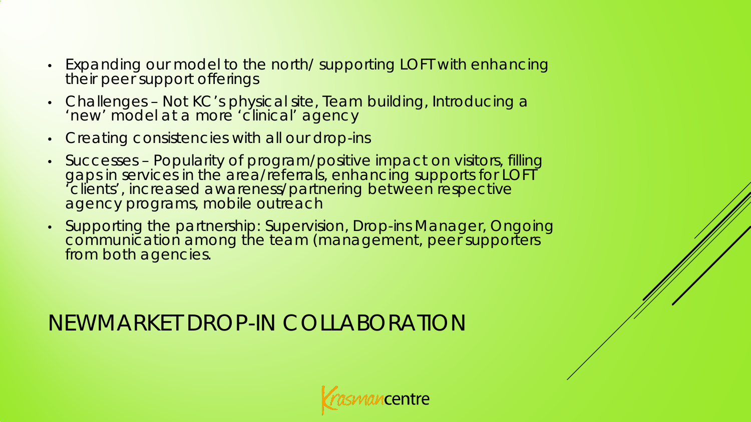- Expanding our model to the north/ supporting LOFT with enhancing their peer support offerings
- Challenges – Not KC's physical site, Team building, Introducing a 'new' model at a more 'clinical' agency
- Creating consistencies with all our drop-ins
- Successes – Popularity of program/positive impact on visitors, filling gaps in services in the area/referrals, enhancing supports for LOFT 'clients', increased awareness/partnering between respective agency programs, mobile outreach
- Supporting the partnership: Supervision, Drop-ins Manager, Ongoing communication among the team (management, peer supporters from both agencies.

# NEWMARKET DROP-IN COLLABORATION

Krasman centre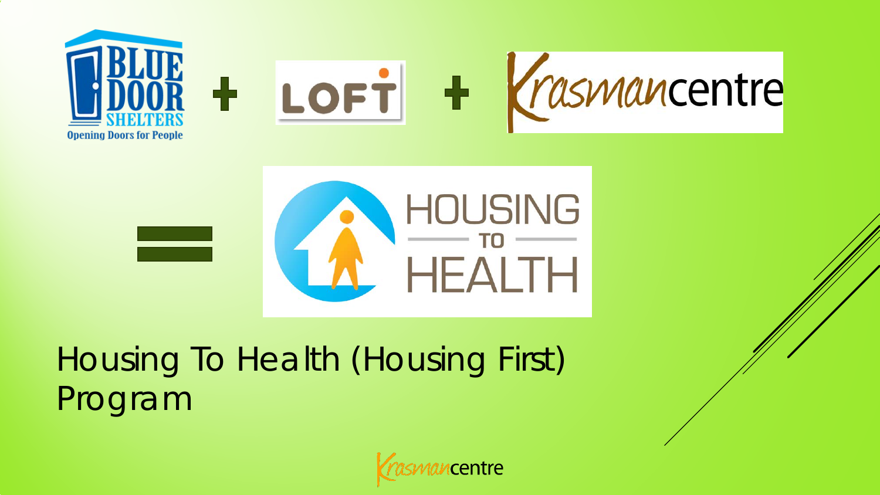# Housing To Health (Housing First) Program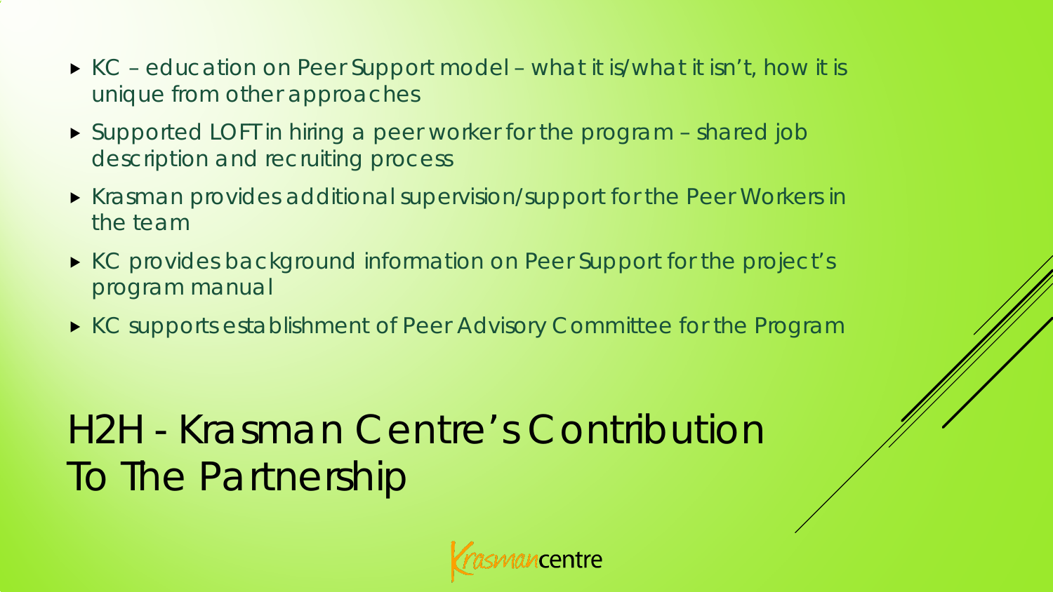- KC – education on Peer Support model – what it is/what it isn't, how it is unique from other approaches
- Supported LOFT in hiring a peer worker for the program – shared job description and recruiting process
- Krasman provides additional supervision/support for the Peer Workers in the team
- KC provides background information on Peer Support for the project's program manual
- KC supports establishment of Peer Advisory Committee for the Program

# H2H - Krasman Centre's Contribution To The Partnership

Krasmancentre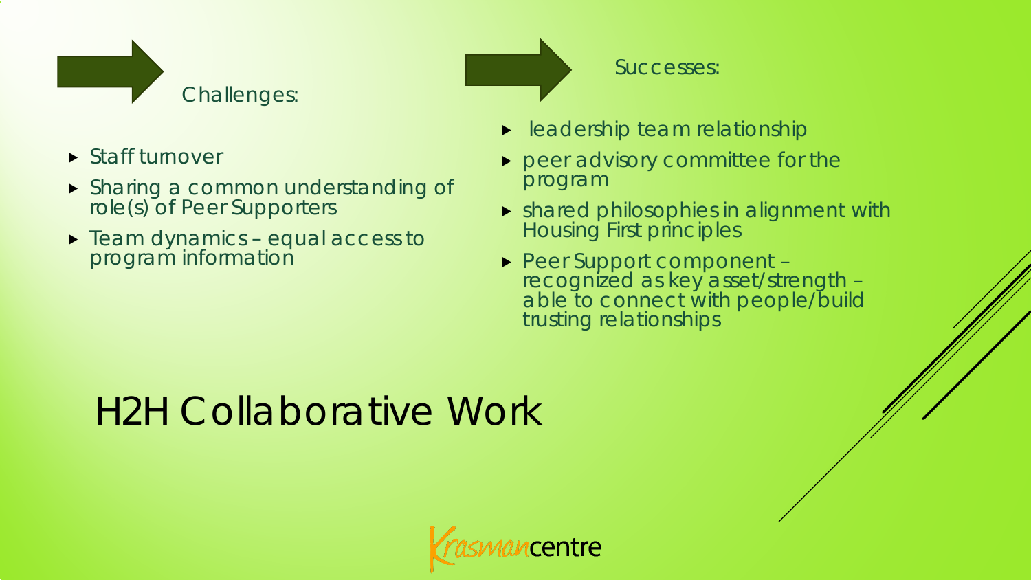# H2H Collaborative Work

Challenges:

- Staff turnover
- Sharing a common understanding of role(s) of Peer Supporters
- Team dynamics – equal access to program information

Successes:

- leadership team relationship
- peer advisory committee for the program
- shared philosophies in alignment with Housing First principles
- Peer Support component – recognized as key asset/strength – able to connect with people/build trusting relationships

Krasmancentre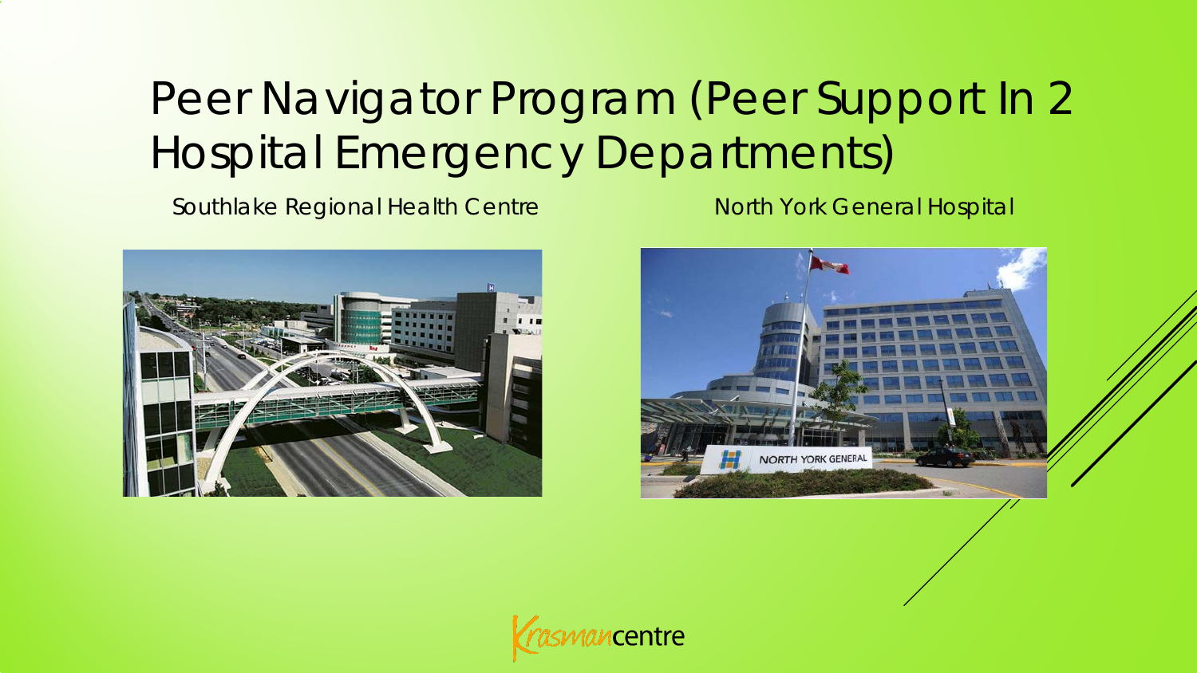# Peer Navigator Program (Peer Support In 2 Hospital Emergency Departments)

Southlake Regional Health Centre

North York General Hospital

Krasmancentre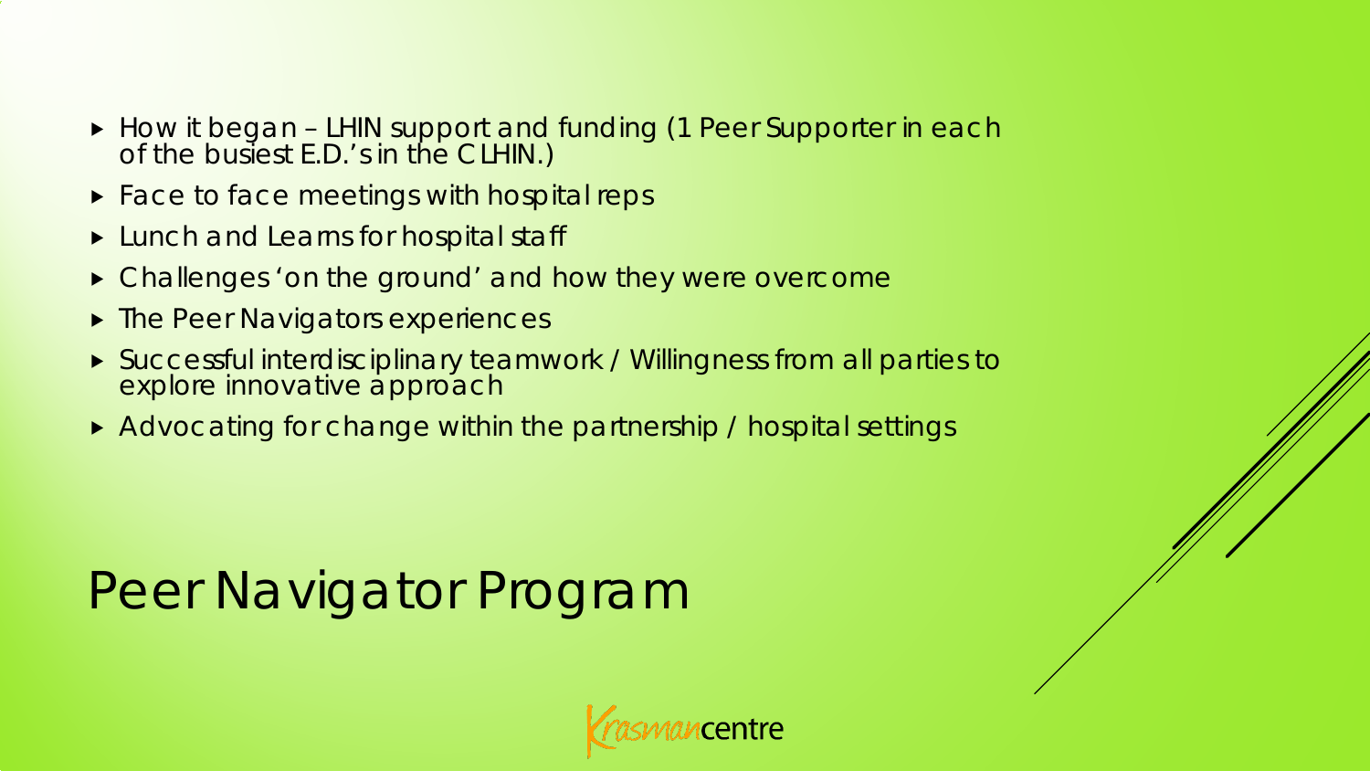- How it began – LHIN support and funding (1 Peer Supporter in each of the busiest E.D.'s in the CLHIN.)
- Face to face meetings with hospital reps
- Lunch and Learns for hospital staff
- Challenges 'on the ground' and how they were overcome
- The Peer Navigators experiences
- Successful interdisciplinary teamwork / Willingness from all parties to explore innovative approach
- Advocating for change within the partnership / hospital settings

# Peer Navigator Program

Krasmancentre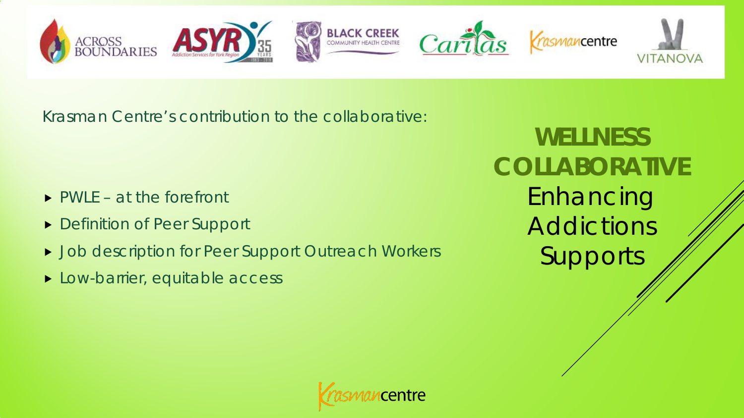# WELLNESS COLLABORATIVE

Enhancing Addictions Supports

Krasman Centre's contribution to the collaborative:

- PWLE – at the forefront
- Definition of Peer Support
- Job description for Peer Support Outreach Workers
- Low-barrier, equitable access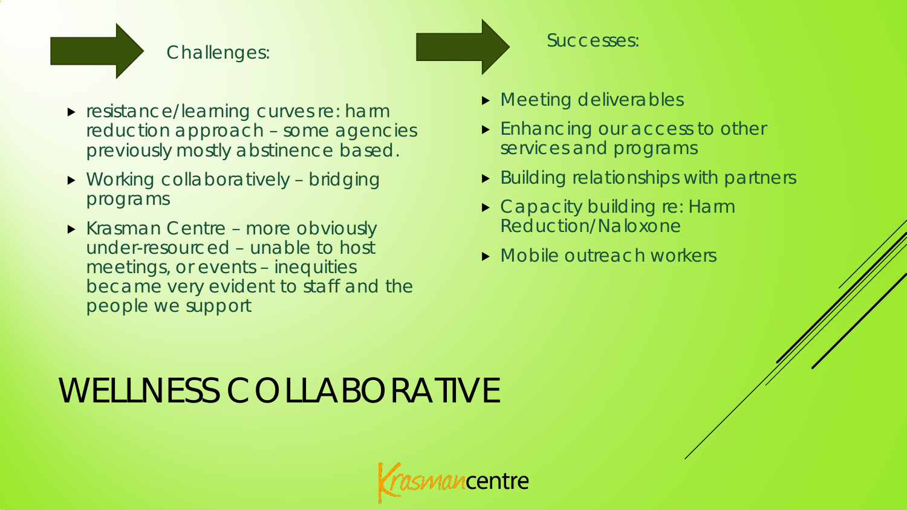# WELLNESS COLLABORATIVE

## Challenges:

- resistance/learning curves re: harm reduction approach – some agencies previously mostly abstinence based.
- Working collaboratively – bridging programs
- Krasman Centre – more obviously under-resourced – unable to host meetings, or events – inequities became very evident to staff and the people we support

## Successes:

- Meeting deliverables
- Enhancing our access to other services and programs
- Building relationships with partners
- Capacity building re: Harm Reduction/Naloxone
- Mobile outreach workers

Krasman centre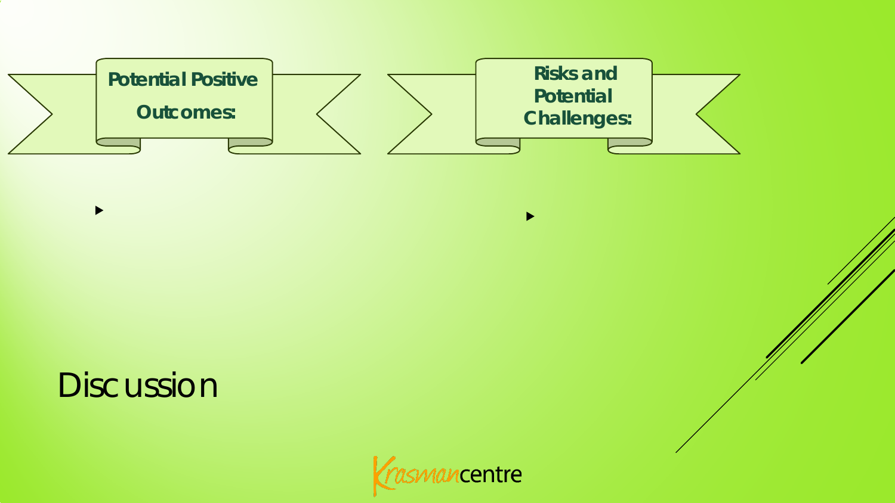# Discussion

**Potential Positive Outcomes:**

- 

**Risks and Potential Challenges:**

- 

Krasmancentre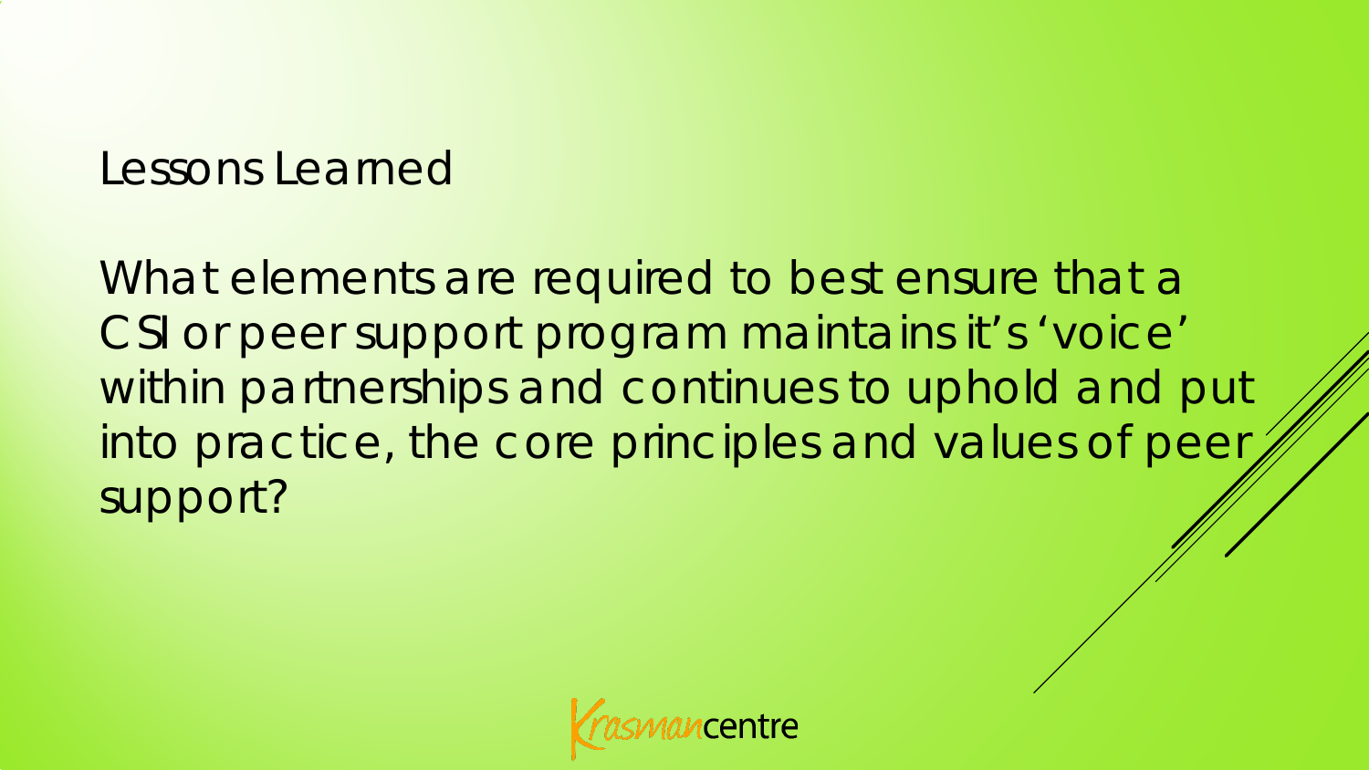## Lessons Learned

What elements are required to best ensure that a CSI or peer support program maintains it's 'voice' within partnerships and continues to uphold and put into practice, the core principles and values of peer support?

Krasmancentre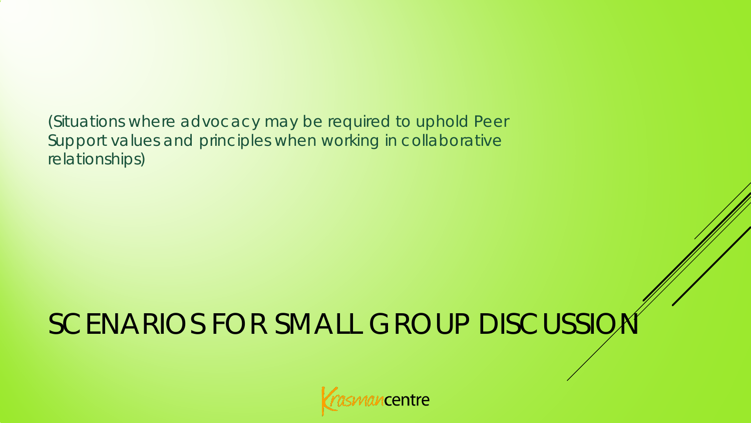(Situations where advocacy may be required to uphold Peer Support values and principles when working in collaborative relationships)

# SCENARIOS FOR SMALL GROUP DISCUSSION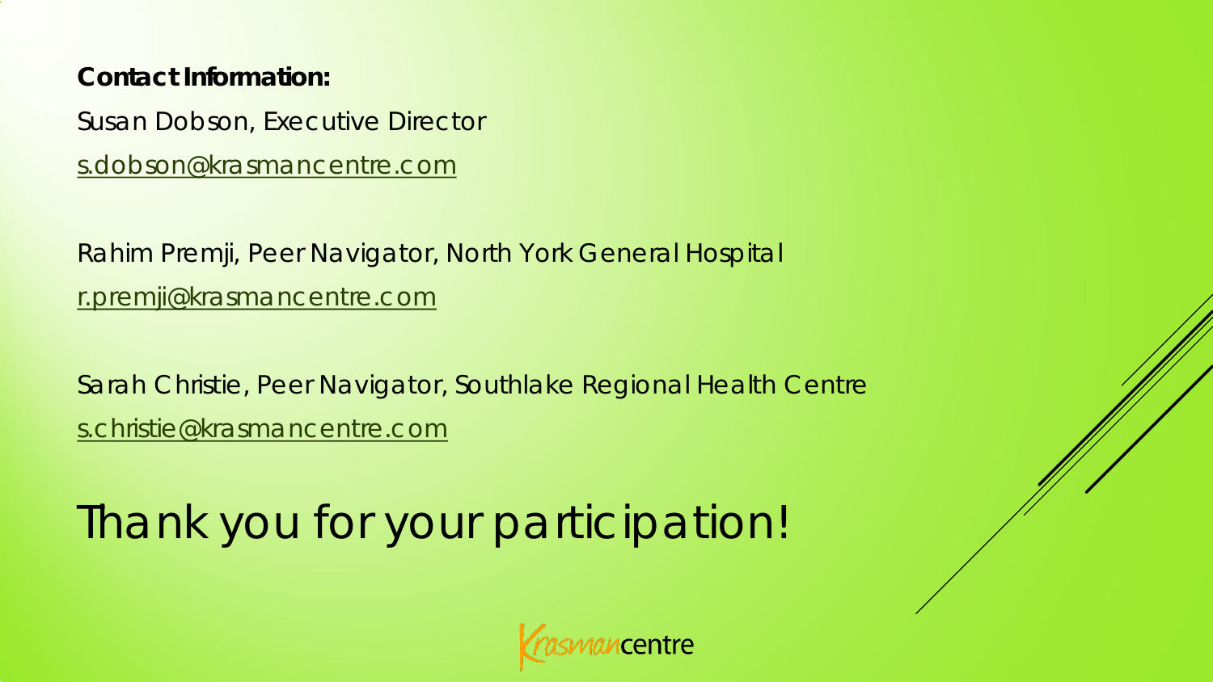**Contact Information:**

Susan Dobson, Executive Director

s.dobson@krasmancentre.com

Rahim Premji, Peer Navigator, North York General Hospital

r.premji@krasmancentre.com

Sarah Christie, Peer Navigator, Southlake Regional Health Centre

s.christie@krasmancentre.com

# Thank you for your participation!

Krasman centre